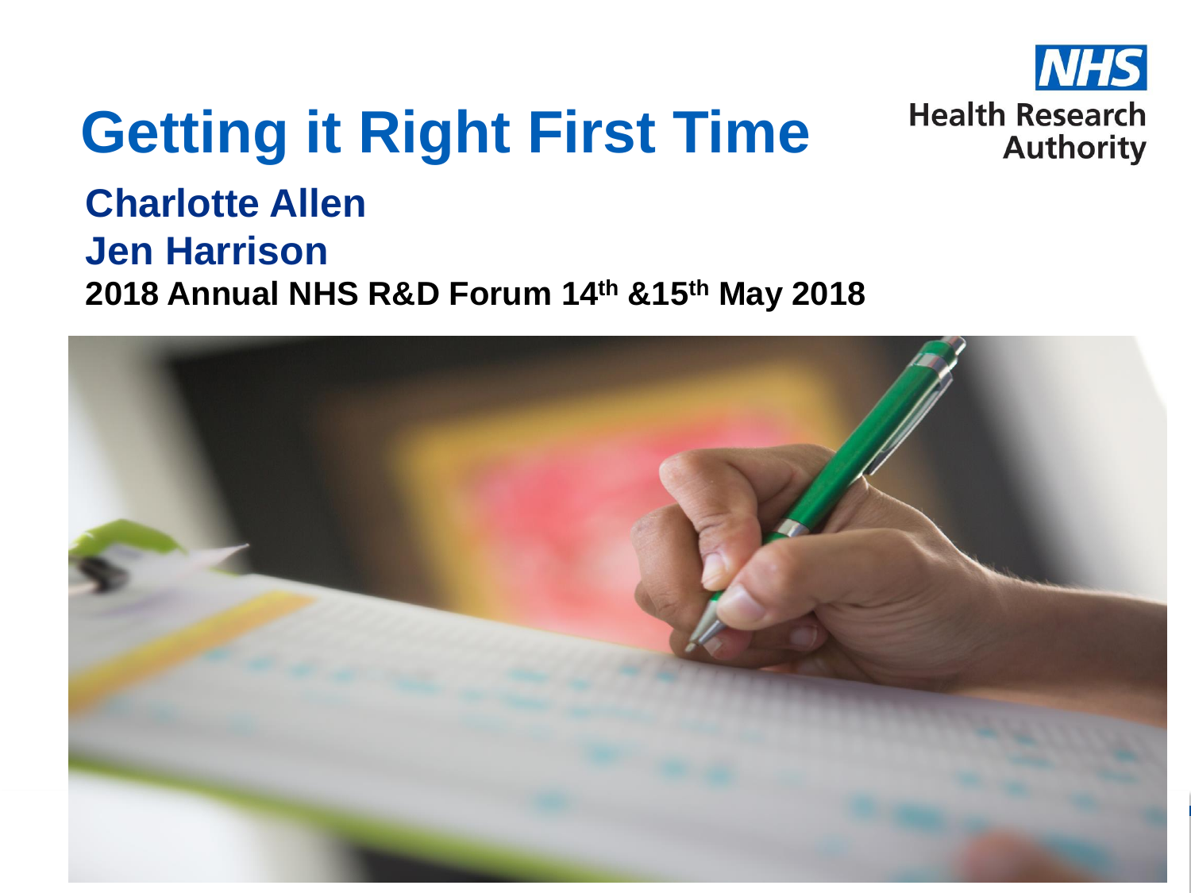# Getting it Right First Time

NHS Health Research Authority

## Charlotte Allen
## Jen Harrison

**2018 Annual NHS R&D Forum 14th &15th May 2018**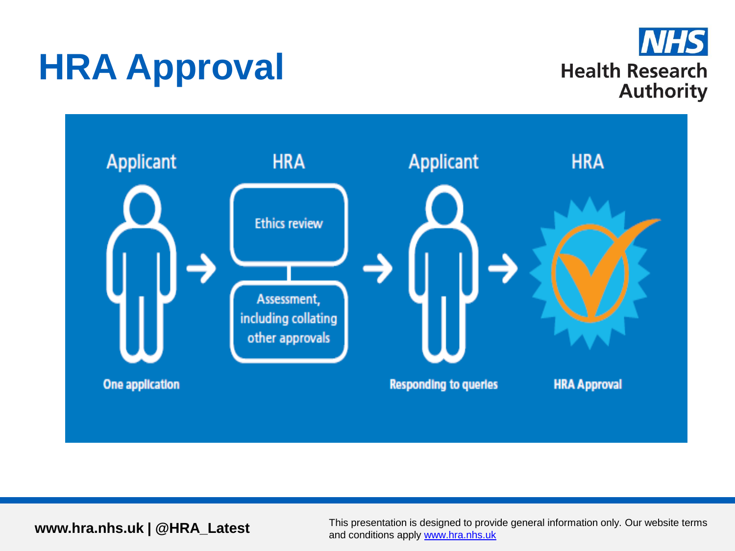# HRA Approval

Applicant → HRA → Applicant → HRA

- **Applicant**: One application
- **HRA**: Ethics review; Assessment, including collating other approvals
- **Applicant**: Responding to queries
- **HRA**: HRA Approval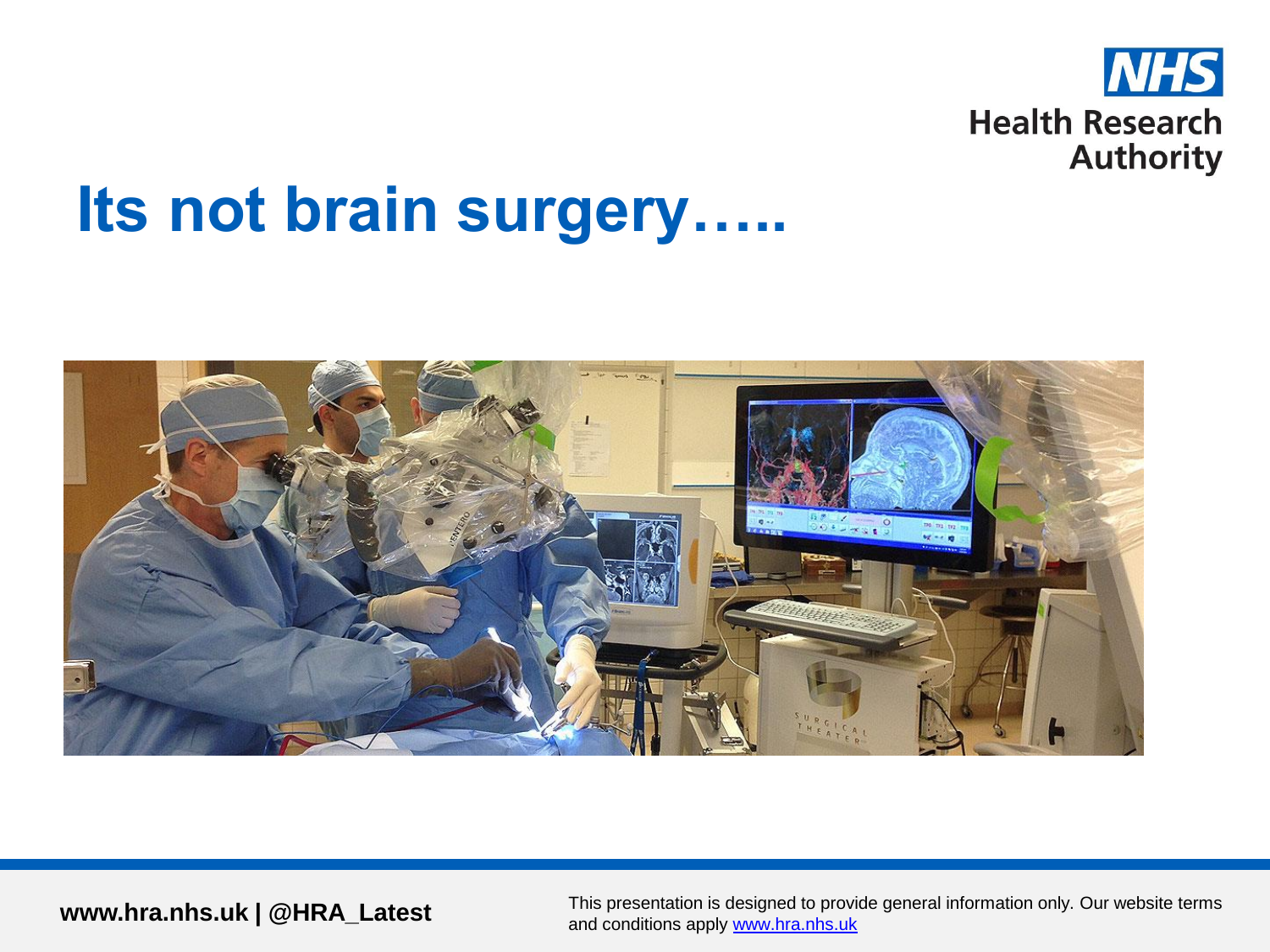# Its not brain surgery…..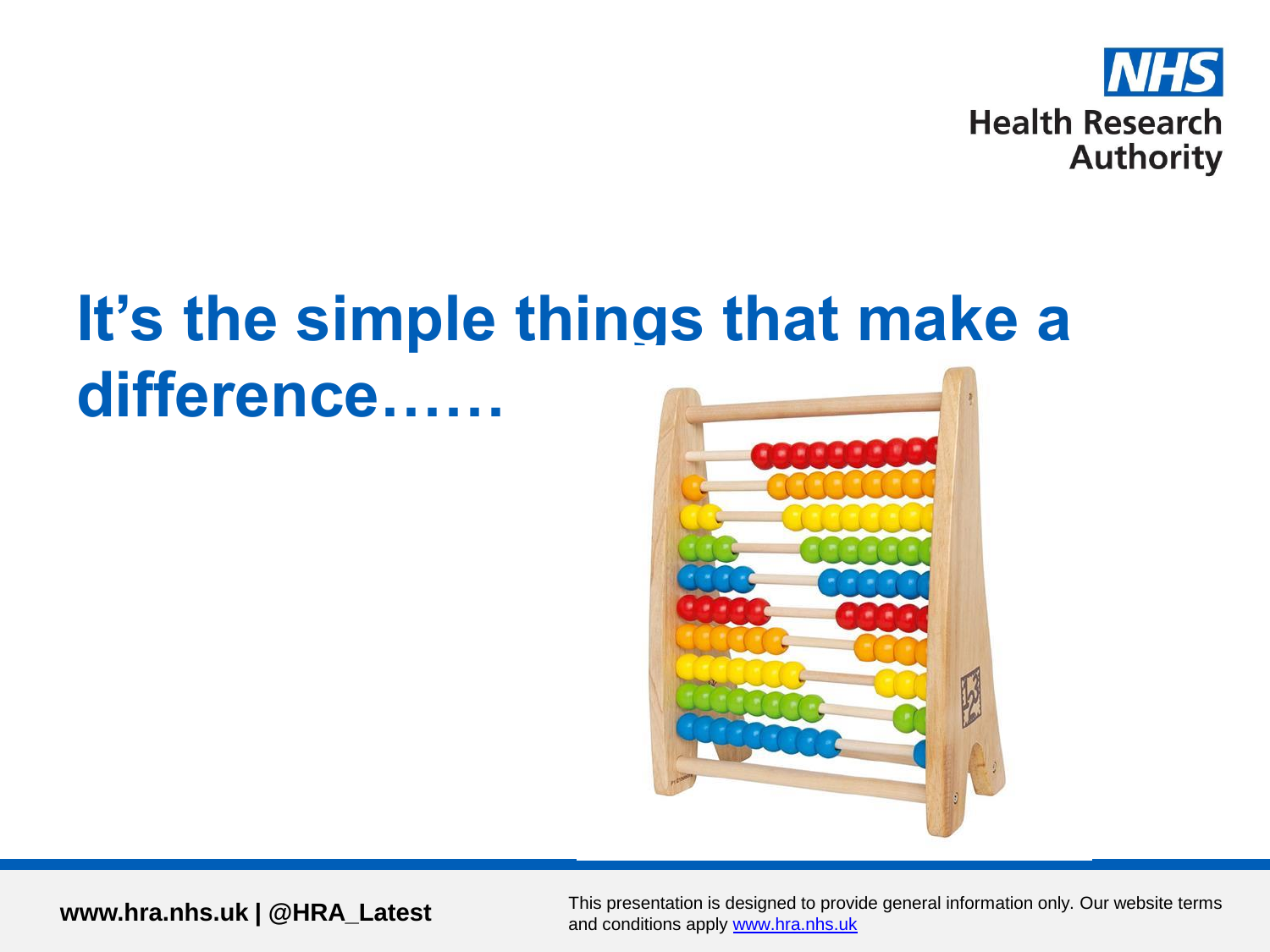# It's the simple things that make a difference……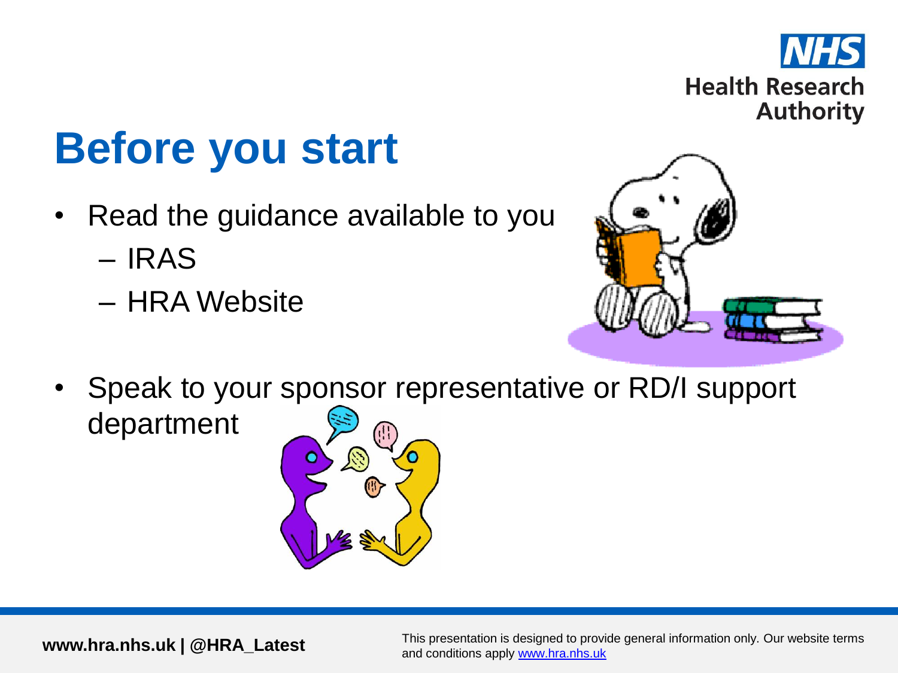# Before you start

- Read the guidance available to you
  - IRAS
  - HRA Website
- Speak to your sponsor representative or RD/I support department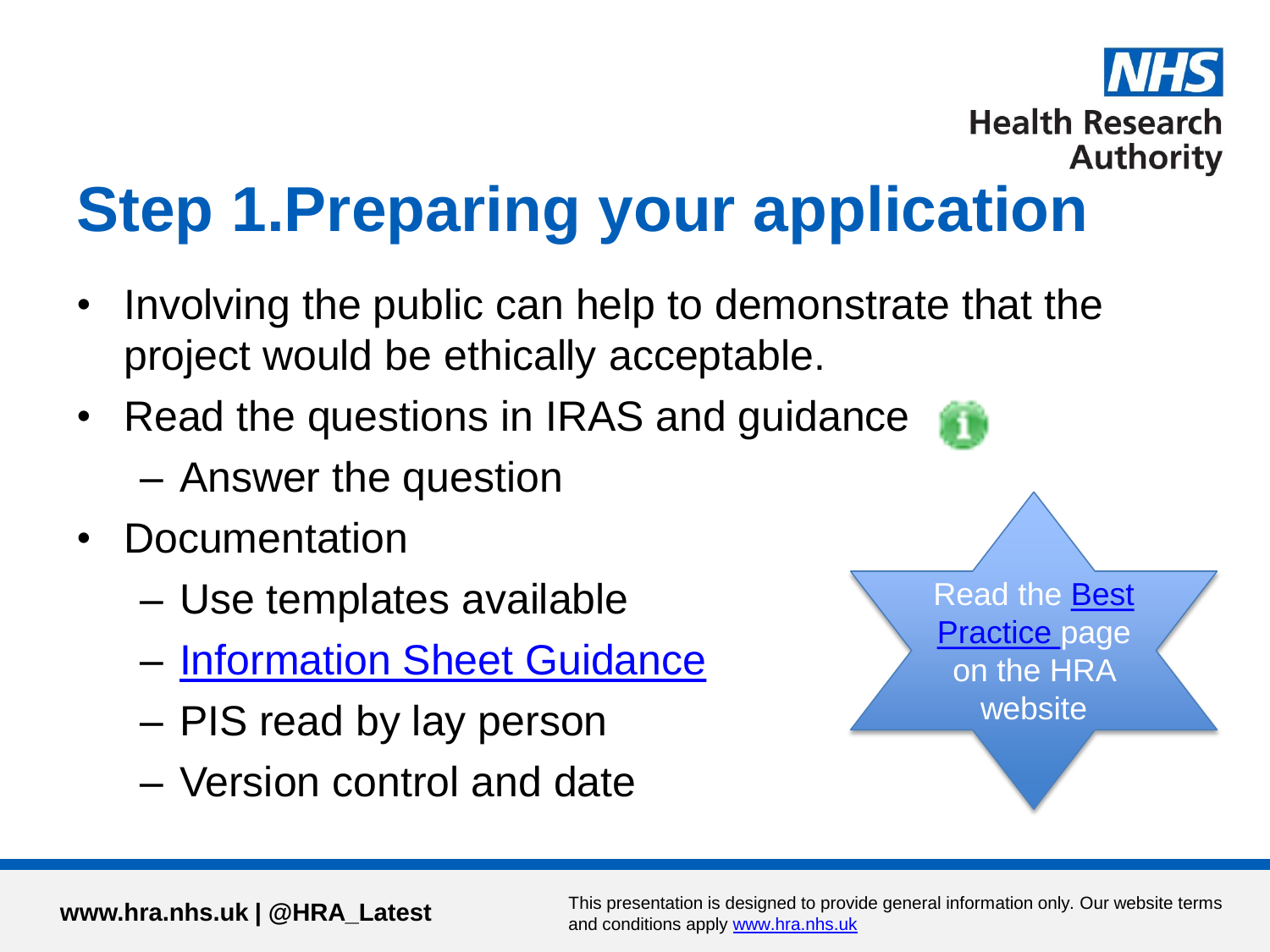# Step 1.Preparing your application

- Involving the public can help to demonstrate that the project would be ethically acceptable.
- Read the questions in IRAS and guidance
  - Answer the question
- Documentation
  - Use templates available
  - Information Sheet Guidance
  - PIS read by lay person
  - Version control and date

Read the Best Practice page on the HRA website

This presentation is designed to provide general information only. Our website terms and conditions apply www.hra.nhs.uk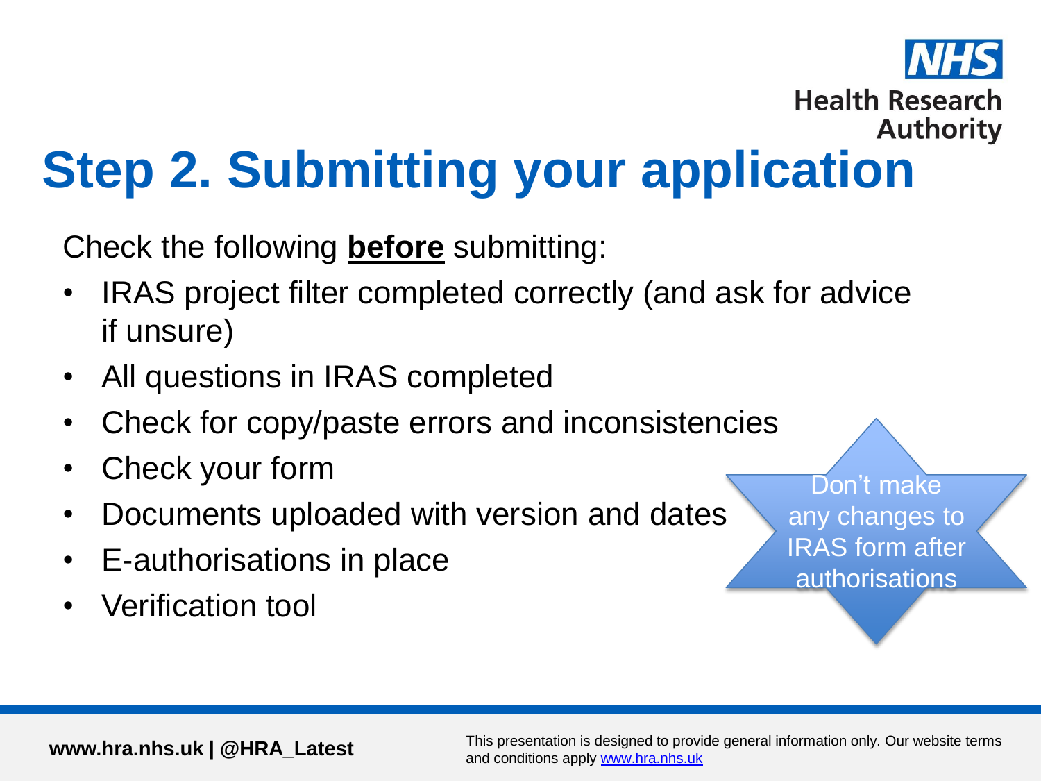# Step 2. Submitting your application

Check the following **before** submitting:

- IRAS project filter completed correctly (and ask for advice if unsure)
- All questions in IRAS completed
- Check for copy/paste errors and inconsistencies
- Check your form
- Documents uploaded with version and dates
- E-authorisations in place
- Verification tool

Don't make any changes to IRAS form after authorisations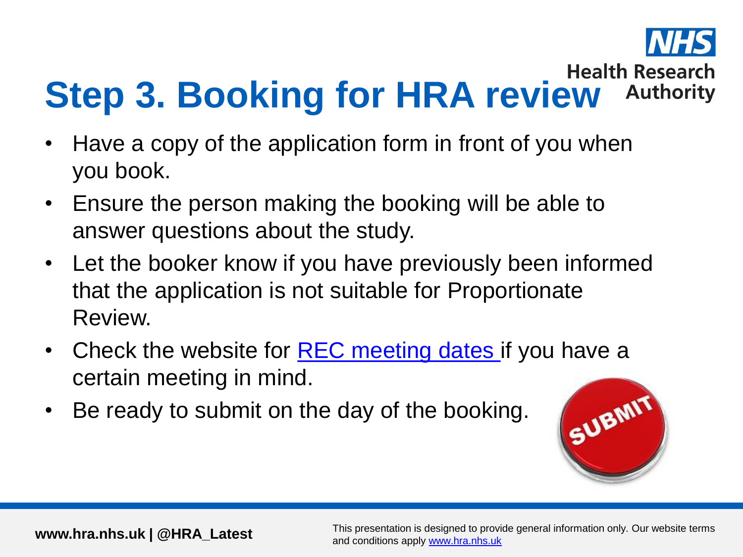# Step 3. Booking for HRA review

- Have a copy of the application form in front of you when you book.
- Ensure the person making the booking will be able to answer questions about the study.
- Let the booker know if you have previously been informed that the application is not suitable for Proportionate Review.
- Check the website for REC meeting dates if you have a certain meeting in mind.
- Be ready to submit on the day of the booking.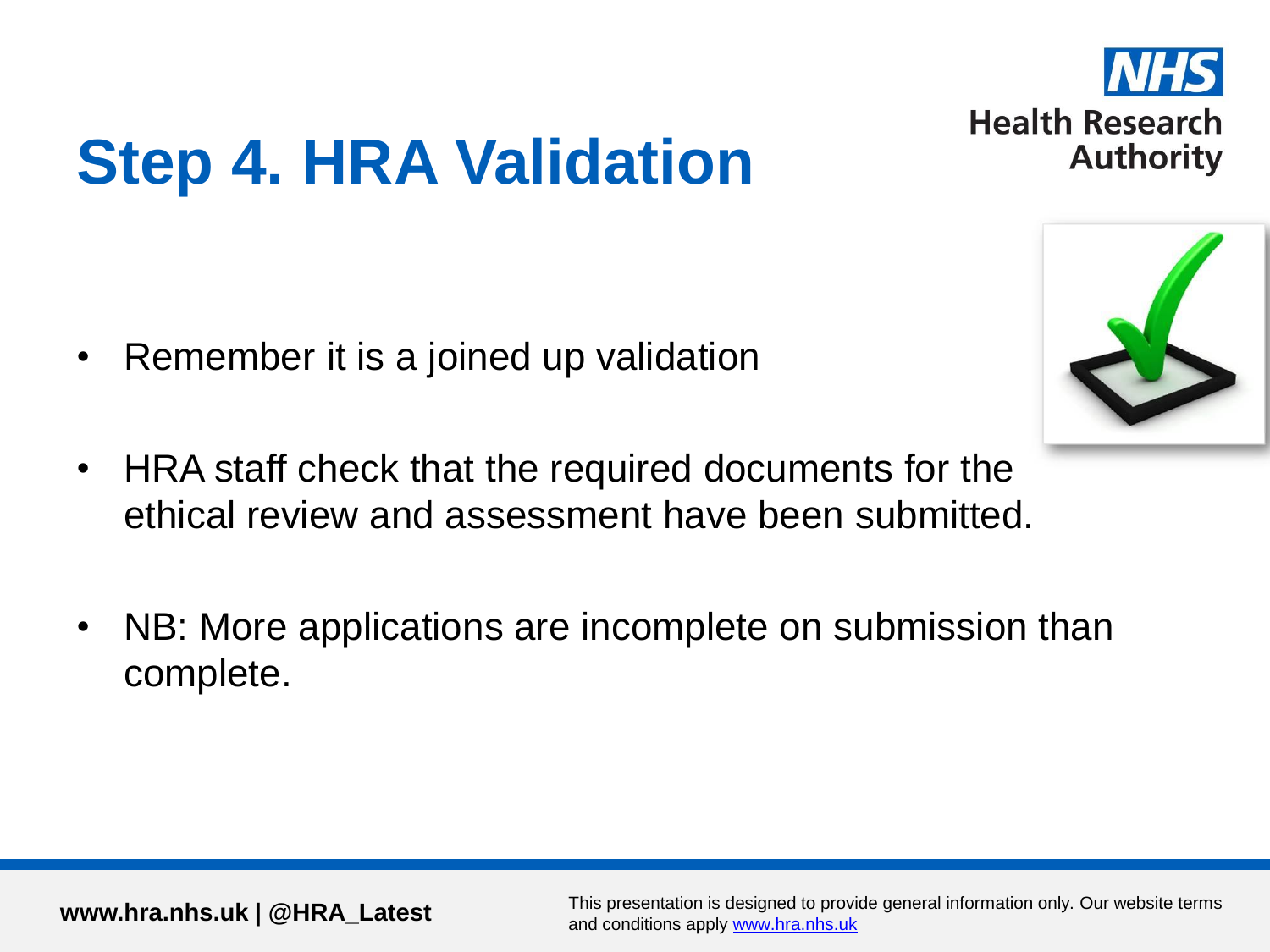# Step 4. HRA Validation

- Remember it is a joined up validation
- HRA staff check that the required documents for the ethical review and assessment have been submitted.
- NB: More applications are incomplete on submission than complete.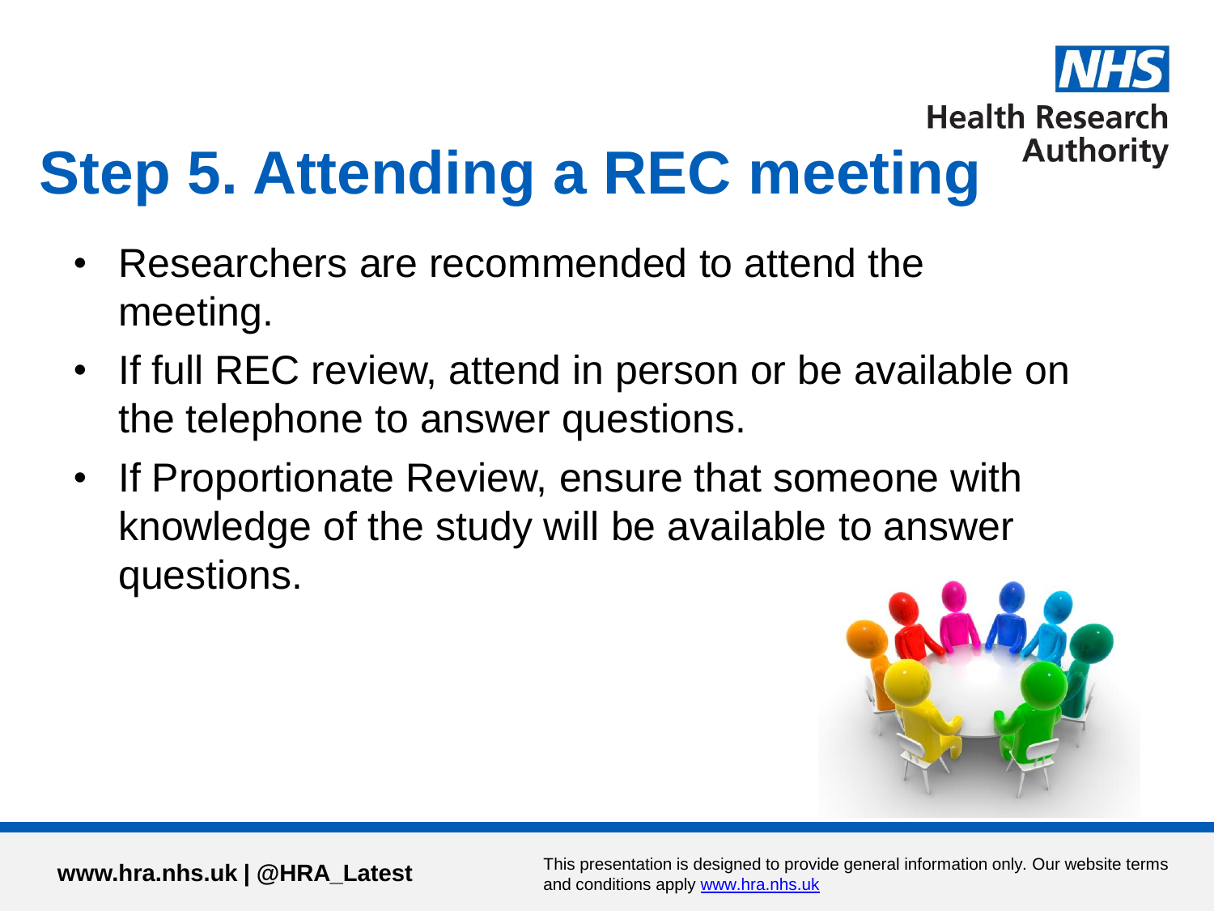# Step 5. Attending a REC meeting

- Researchers are recommended to attend the meeting.
- If full REC review, attend in person or be available on the telephone to answer questions.
- If Proportionate Review, ensure that someone with knowledge of the study will be available to answer questions.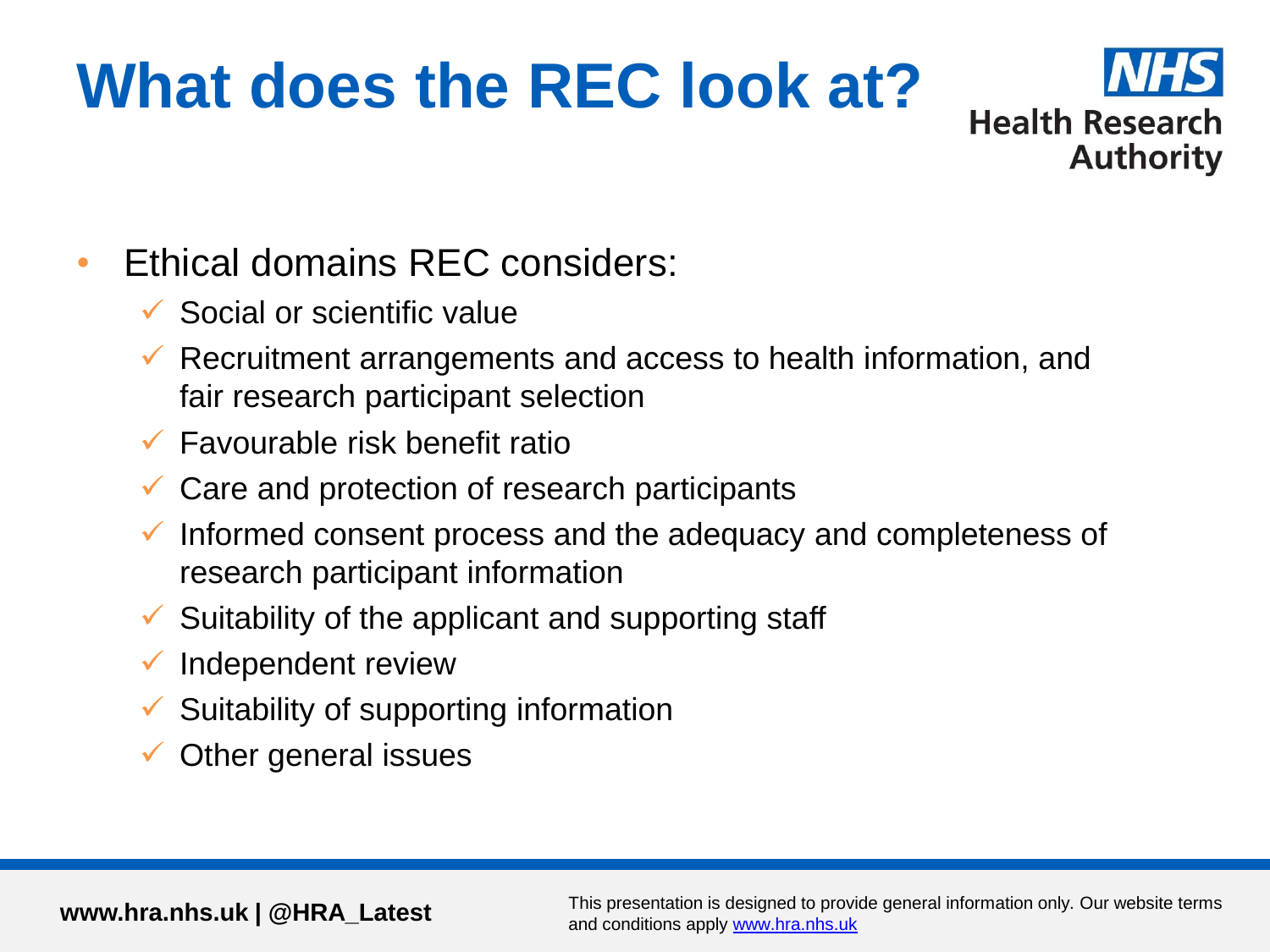# What does the REC look at?

- Ethical domains REC considers:
  - ✓ Social or scientific value
  - ✓ Recruitment arrangements and access to health information, and fair research participant selection
  - ✓ Favourable risk benefit ratio
  - ✓ Care and protection of research participants
  - ✓ Informed consent process and the adequacy and completeness of research participant information
  - ✓ Suitability of the applicant and supporting staff
  - ✓ Independent review
  - ✓ Suitability of supporting information
  - ✓ Other general issues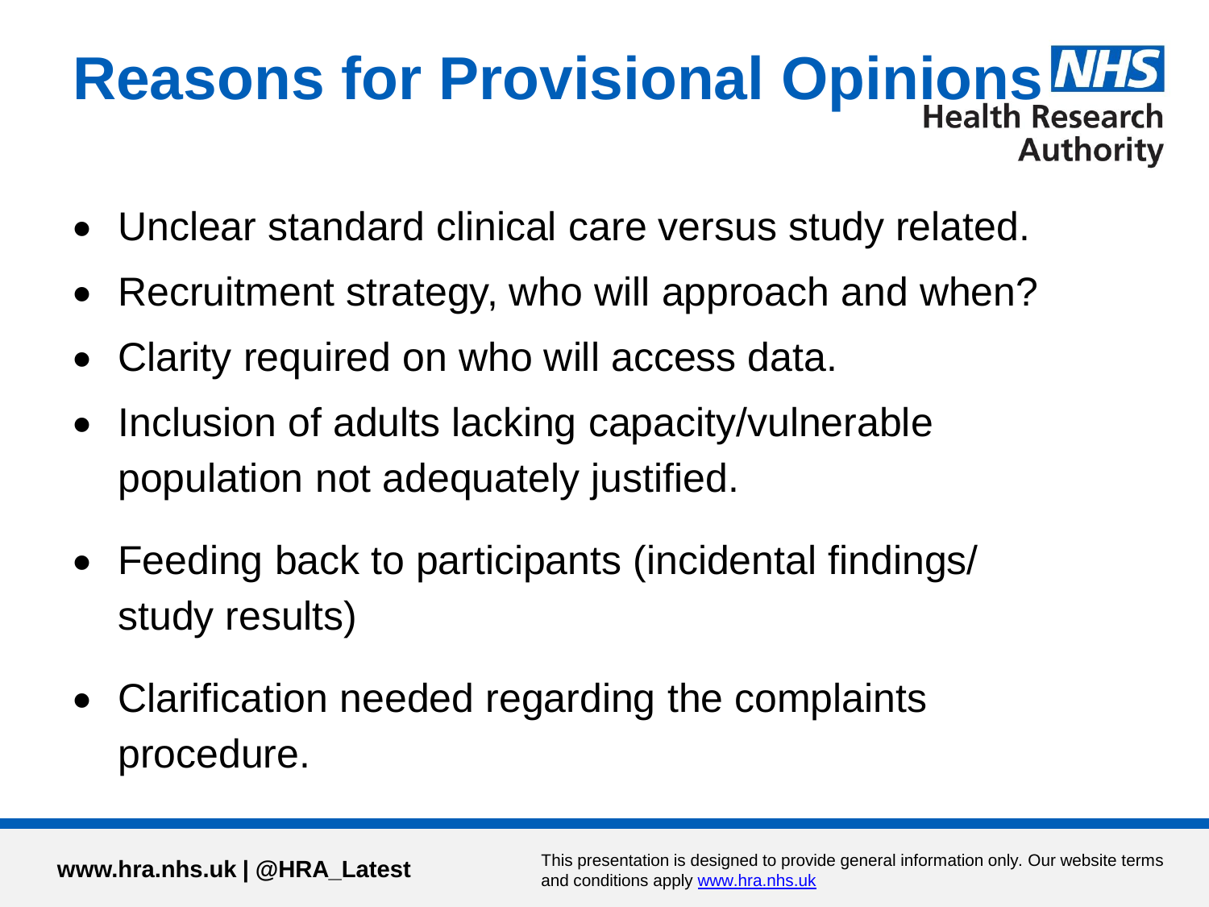# Reasons for Provisional Opinions

- Unclear standard clinical care versus study related.
- Recruitment strategy, who will approach and when?
- Clarity required on who will access data.
- Inclusion of adults lacking capacity/vulnerable population not adequately justified.
- Feeding back to participants (incidental findings/ study results)
- Clarification needed regarding the complaints procedure.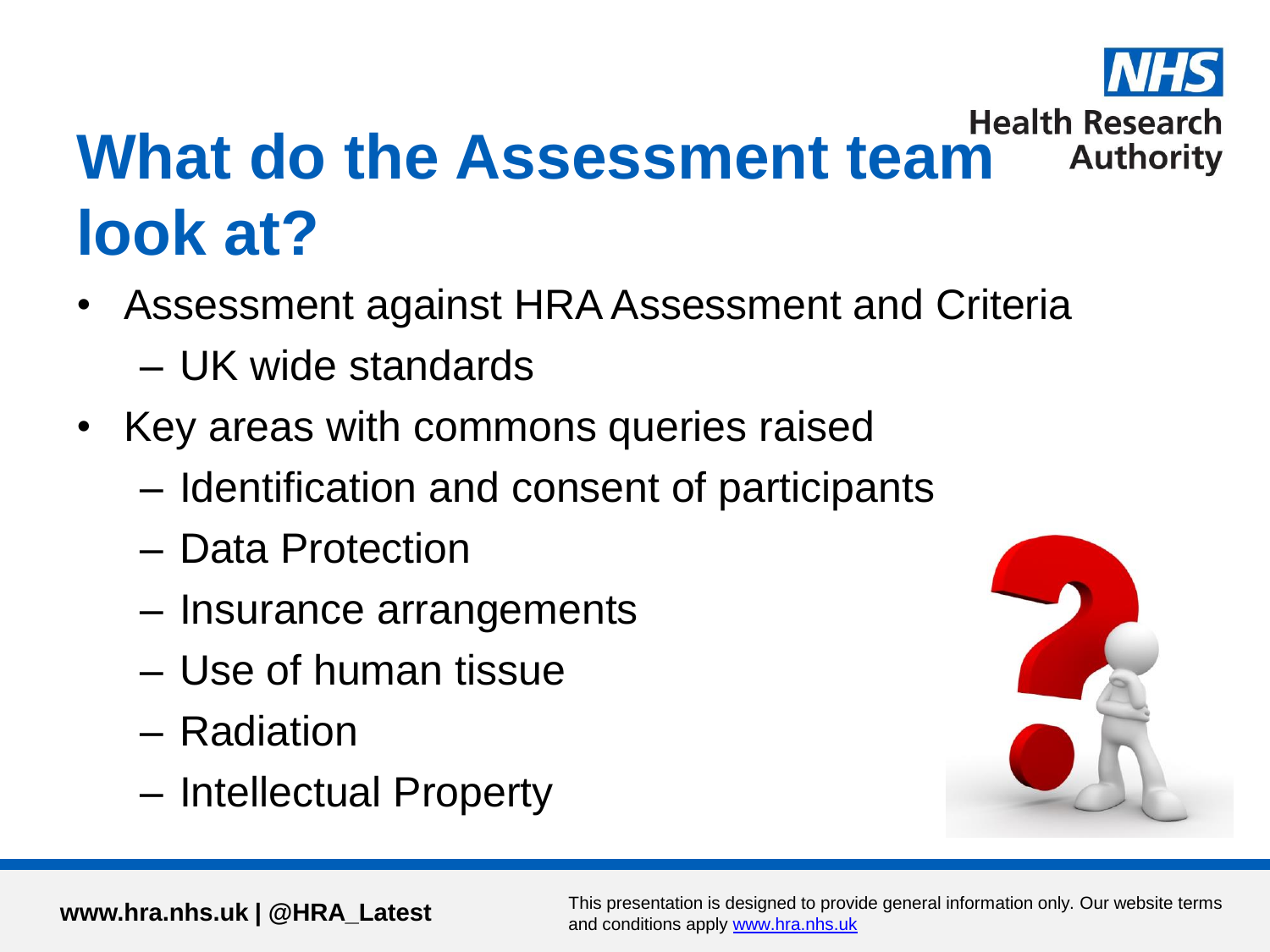# What do the Assessment team look at?

- Assessment against HRA Assessment and Criteria
  - UK wide standards
- Key areas with commons queries raised
  - Identification and consent of participants
  - Data Protection
  - Insurance arrangements
  - Use of human tissue
  - Radiation
  - Intellectual Property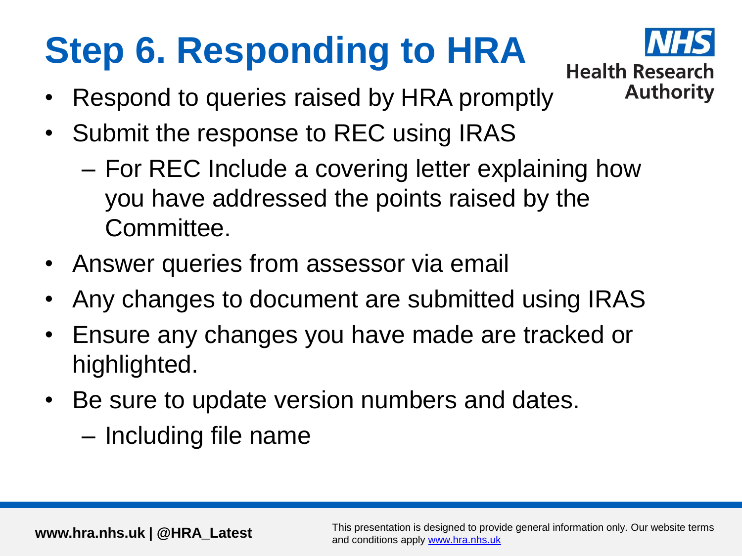# Step 6. Responding to HRA

- Respond to queries raised by HRA promptly
- Submit the response to REC using IRAS
  - For REC Include a covering letter explaining how you have addressed the points raised by the Committee.
- Answer queries from assessor via email
- Any changes to document are submitted using IRAS
- Ensure any changes you have made are tracked or highlighted.
- Be sure to update version numbers and dates.
  - Including file name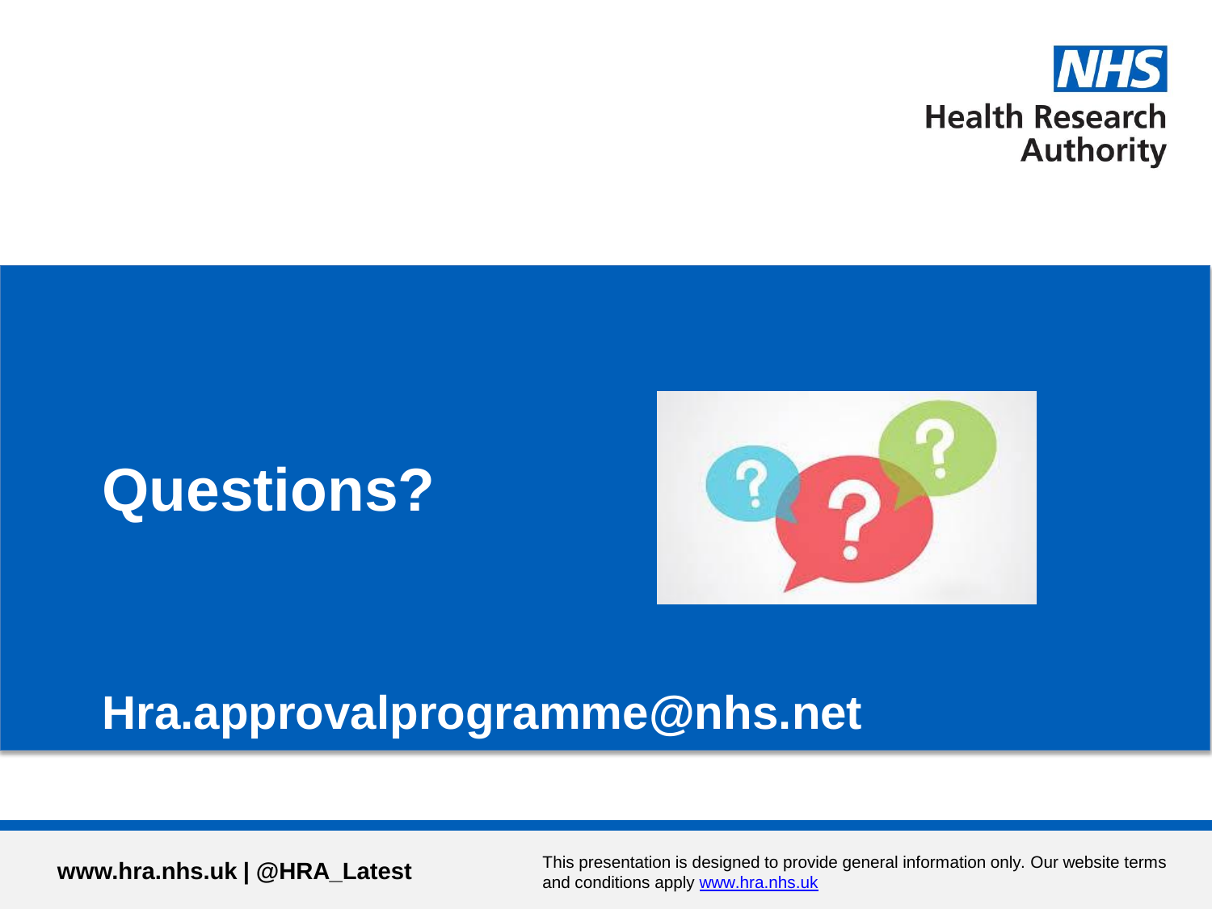# Questions?

**Hra.approvalprogramme@nhs.net**

**www.hra.nhs.uk | @HRA_Latest**

This presentation is designed to provide general information only. Our website terms and conditions apply www.hra.nhs.uk